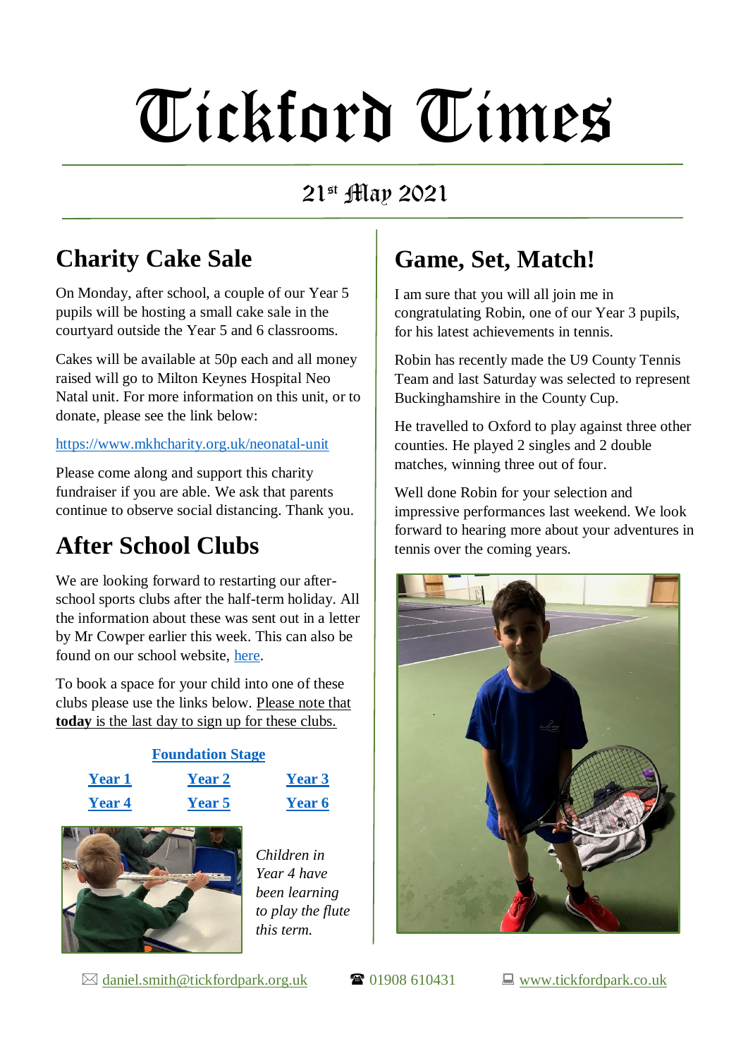# Tickford Times

21st May 2021

## Charity Cake Sale

On Monday, after school, a couple of our Year 5 pupils will be hosting a small cake sale in the courtyard outside the Year 5 and 6 classrooms.

Cakes will be available at 50p each and all money raised will go to Milton Keynes Hospital Neo Natal unit. For more information on this unit, or to donate, please see the link below:

https://www.mkhcharity.org.uk/neonatal-unit

Please come along and support this charity fundraiser if you are able. We ask that parents continue to observe social distancing. Thank you.

## After School Clubs

We are looking forward to restarting our after-school sports clubs after the half-term holiday. All the information about these was sent out in a letter by Mr Cowper earlier this week. This can also be found on our school website, here.

To book a space for your child into one of these clubs please use the links below. Please note that **today** is the last day to sign up for these clubs.

**Foundation Stage**

| **Year 1** | **Year 2** | **Year 3** |
|---|---|---|
| **Year 4** | **Year 5** | **Year 6** |

*Children in Year 4 have been learning to play the flute this term.*

## Game, Set, Match!

I am sure that you will all join me in congratulating Robin, one of our Year 3 pupils, for his latest achievements in tennis.

Robin has recently made the U9 County Tennis Team and last Saturday was selected to represent Buckinghamshire in the County Cup.

He travelled to Oxford to play against three other counties. He played 2 singles and 2 double matches, winning three out of four.

Well done Robin for your selection and impressive performances last weekend. We look forward to hearing more about your adventures in tennis over the coming years.

✉ daniel.smith@tickfordpark.org.uk ☎ 01908 610431 💻 www.tickfordpark.co.uk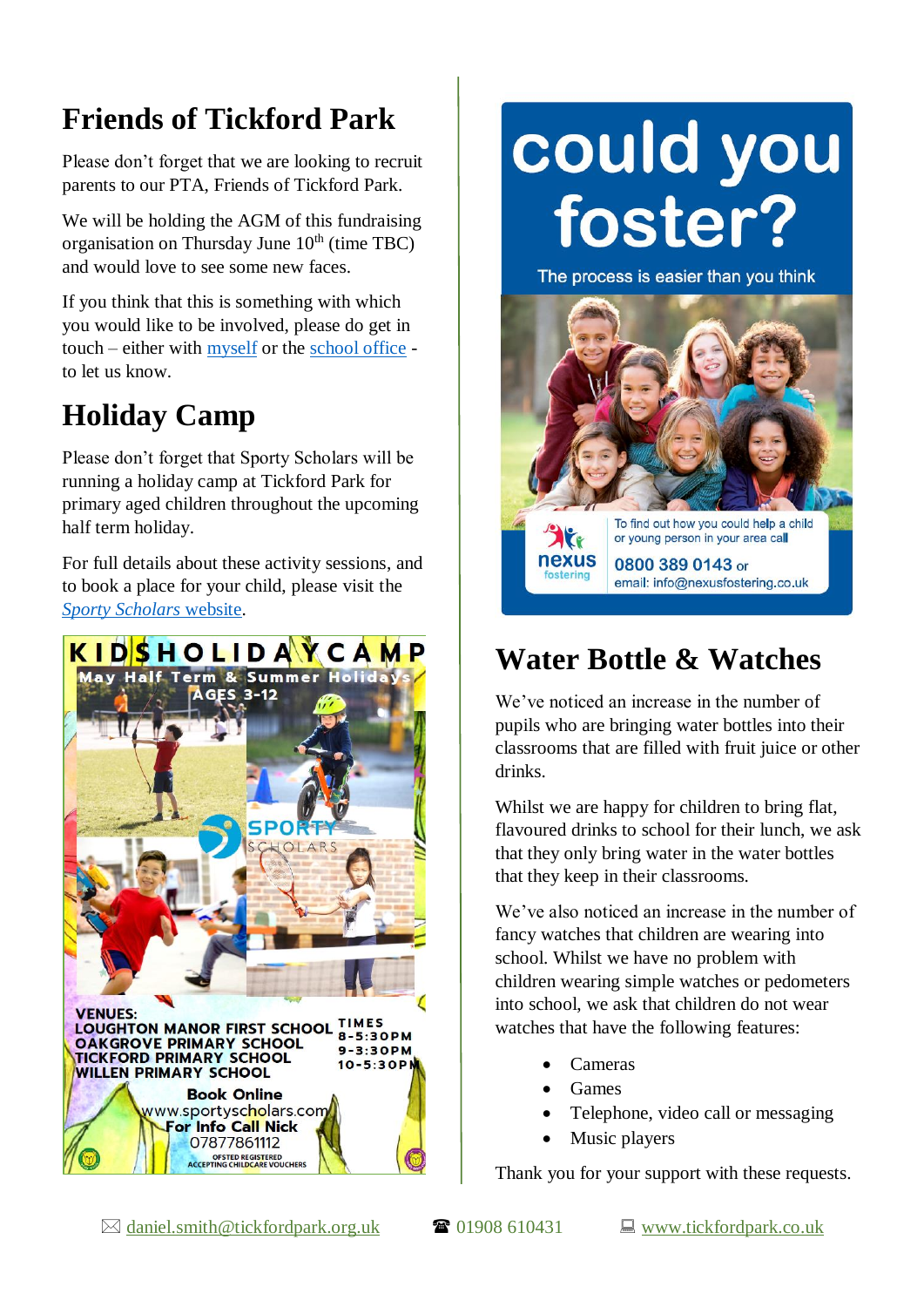# Friends of Tickford Park

Please don't forget that we are looking to recruit parents to our PTA, Friends of Tickford Park.

We will be holding the AGM of this fundraising organisation on Thursday June 10th (time TBC) and would love to see some new faces.

If you think that this is something with which you would like to be involved, please do get in touch – either with myself or the school office - to let us know.

# Holiday Camp

Please don't forget that Sporty Scholars will be running a holiday camp at Tickford Park for primary aged children throughout the upcoming half term holiday.

For full details about these activity sessions, and to book a place for your child, please visit the *Sporty Scholars* website.

KIDS HOLIDAY CAMP
May Half Term & Summer Holidays
AGES 3-12

SPORTY SCHOLARS

VENUES:
LOUGHTON MANOR FIRST SCHOOL
OAKGROVE PRIMARY SCHOOL
TICKFORD PRIMARY SCHOOL
WILLEN PRIMARY SCHOOL

TIMES
8-5:30PM
9-3:30PM
10-5:30PM

Book Online
www.sportyscholars.com
For Info Call Nick
07877861112
OFSTED REGISTERED
ACCEPTING CHILDCARE VOUCHERS

could you foster?

The process is easier than you think

nexus fostering

To find out how you could help a child or young person in your area call

0800 389 0143 or
email: info@nexusfostering.co.uk

# Water Bottle & Watches

We've noticed an increase in the number of pupils who are bringing water bottles into their classrooms that are filled with fruit juice or other drinks.

Whilst we are happy for children to bring flat, flavoured drinks to school for their lunch, we ask that they only bring water in the water bottles that they keep in their classrooms.

We've also noticed an increase in the number of fancy watches that children are wearing into school. Whilst we have no problem with children wearing simple watches or pedometers into school, we ask that children do not wear watches that have the following features:

- Cameras
- Games
- Telephone, video call or messaging
- Music players

Thank you for your support with these requests.

✉ daniel.smith@tickfordpark.org.uk ☎ 01908 610431 💻 www.tickfordpark.co.uk